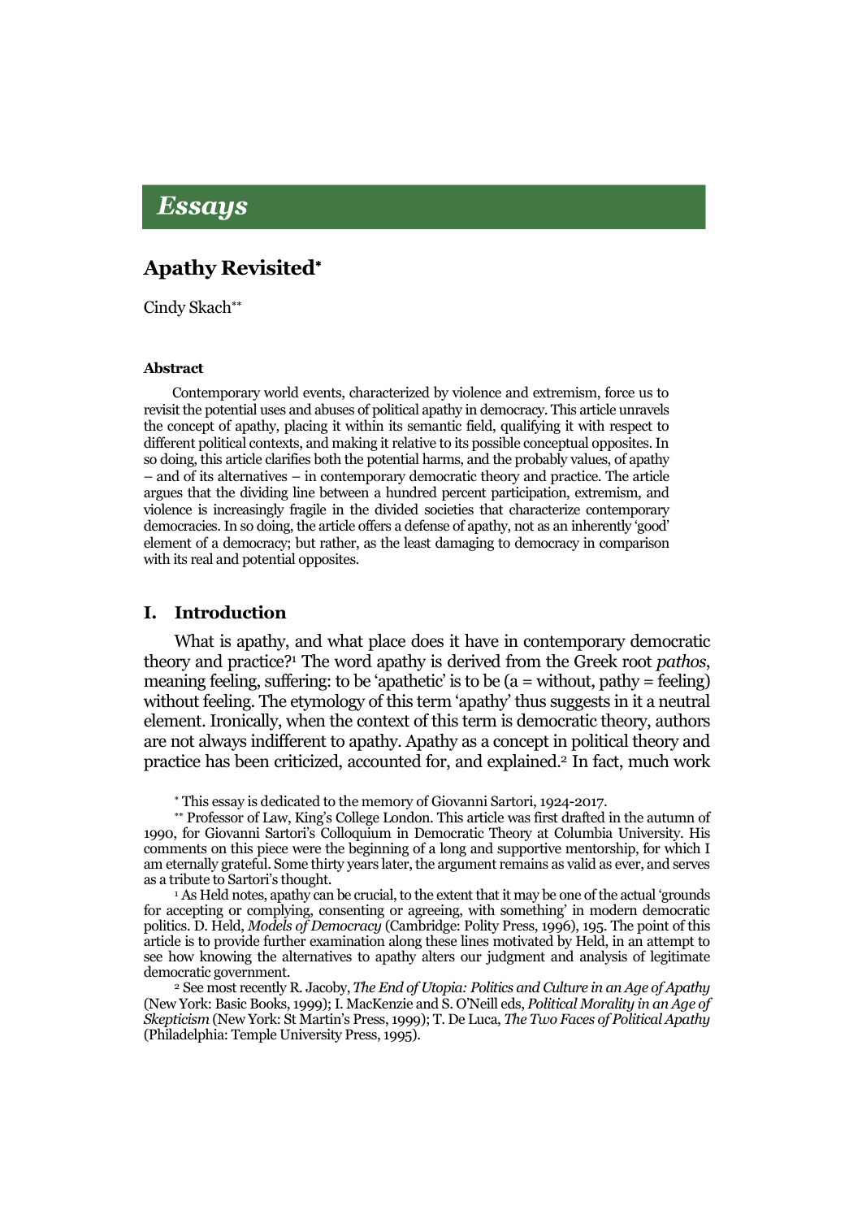## Essays

# Apathy Revisited*

Cindy Skach**

### Abstract

Contemporary world events, characterized by violence and extremism, force us to revisit the potential uses and abuses of political apathy in democracy. This article unravels the concept of apathy, placing it within its semantic field, qualifying it with respect to different political contexts, and making it relative to its possible conceptual opposites. In so doing, this article clarifies both the potential harms, and the probably values, of apathy – and of its alternatives – in contemporary democratic theory and practice. The article argues that the dividing line between a hundred percent participation, extremism, and violence is increasingly fragile in the divided societies that characterize contemporary democracies. In so doing, the article offers a defense of apathy, not as an inherently 'good' element of a democracy; but rather, as the least damaging to democracy in comparison with its real and potential opposites.

## I. Introduction

What is apathy, and what place does it have in contemporary democratic theory and practice?[1] The word apathy is derived from the Greek root *pathos*, meaning feeling, suffering: to be 'apathetic' is to be (a = without, pathy = feeling) without feeling. The etymology of this term 'apathy' thus suggests in it a neutral element. Ironically, when the context of this term is democratic theory, authors are not always indifferent to apathy. Apathy as a concept in political theory and practice has been criticized, accounted for, and explained.[2] In fact, much work

* This essay is dedicated to the memory of Giovanni Sartori, 1924-2017.

** Professor of Law, King's College London. This article was first drafted in the autumn of 1990, for Giovanni Sartori's Colloquium in Democratic Theory at Columbia University. His comments on this piece were the beginning of a long and supportive mentorship, for which I am eternally grateful. Some thirty years later, the argument remains as valid as ever, and serves as a tribute to Sartori's thought.

[1] As Held notes, apathy can be crucial, to the extent that it may be one of the actual 'grounds for accepting or complying, consenting or agreeing, with something' in modern democratic politics. D. Held, *Models of Democracy* (Cambridge: Polity Press, 1996), 195. The point of this article is to provide further examination along these lines motivated by Held, in an attempt to see how knowing the alternatives to apathy alters our judgment and analysis of legitimate democratic government.

[2] See most recently R. Jacoby, *The End of Utopia: Politics and Culture in an Age of Apathy* (New York: Basic Books, 1999); I. MacKenzie and S. O'Neill eds, *Political Morality in an Age of Skepticism* (New York: St Martin's Press, 1999); T. De Luca, *The Two Faces of Political Apathy* (Philadelphia: Temple University Press, 1995).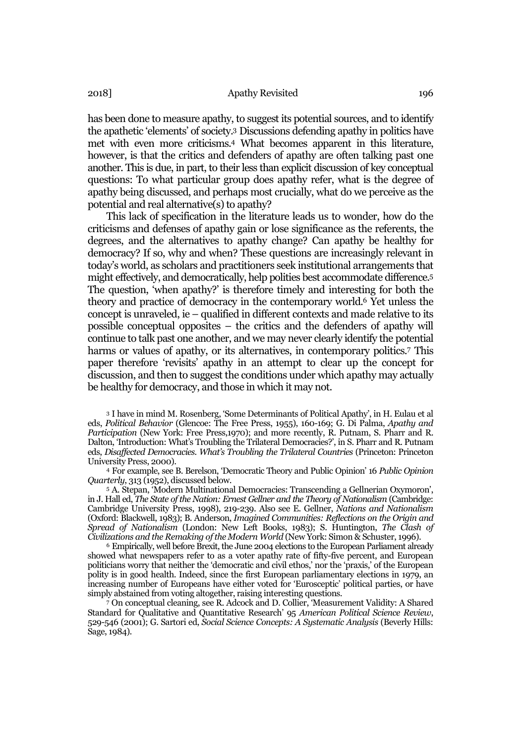has been done to measure apathy, to suggest its potential sources, and to identify the apathetic 'elements' of society.[3] Discussions defending apathy in politics have met with even more criticisms.[4] What becomes apparent in this literature, however, is that the critics and defenders of apathy are often talking past one another. This is due, in part, to their less than explicit discussion of key conceptual questions: To what particular group does apathy refer, what is the degree of apathy being discussed, and perhaps most crucially, what do we perceive as the potential and real alternative(s) to apathy?

This lack of specification in the literature leads us to wonder, how do the criticisms and defenses of apathy gain or lose significance as the referents, the degrees, and the alternatives to apathy change? Can apathy be healthy for democracy? If so, why and when? These questions are increasingly relevant in today's world, as scholars and practitioners seek institutional arrangements that might effectively, and democratically, help polities best accommodate difference.[5] The question, 'when apathy?' is therefore timely and interesting for both the theory and practice of democracy in the contemporary world.[6] Yet unless the concept is unraveled, ie – qualified in different contexts and made relative to its possible conceptual opposites – the critics and the defenders of apathy will continue to talk past one another, and we may never clearly identify the potential harms or values of apathy, or its alternatives, in contemporary politics.[7] This paper therefore 'revisits' apathy in an attempt to clear up the concept for discussion, and then to suggest the conditions under which apathy may actually be healthy for democracy, and those in which it may not.

[3] I have in mind M. Rosenberg, 'Some Determinants of Political Apathy', in H. Eulau et al eds, *Political Behavior* (Glencoe: The Free Press, 1955), 160-169; G. Di Palma, *Apathy and Participation* (New York: Free Press,1970); and more recently, R. Putnam, S. Pharr and R. Dalton, 'Introduction: What's Troubling the Trilateral Democracies?', in S. Pharr and R. Putnam eds, *Disaffected Democracies. What's Troubling the Trilateral Countries* (Princeton: Princeton University Press, 2000).

[4] For example, see B. Berelson, 'Democratic Theory and Public Opinion' 16 *Public Opinion Quarterly*, 313 (1952), discussed below.

[5] A. Stepan, 'Modern Multinational Democracies: Transcending a Gellnerian Oxymoron', in J. Hall ed, *The State of the Nation: Ernest Gellner and the Theory of Nationalism* (Cambridge: Cambridge University Press, 1998), 219-239. Also see E. Gellner, *Nations and Nationalism* (Oxford: Blackwell, 1983); B. Anderson, *Imagined Communities: Reflections on the Origin and Spread of Nationalism* (London: New Left Books, 1983); S. Huntington, *The Clash of Civilizations and the Remaking of the Modern World* (New York: Simon & Schuster, 1996).

[6] Empirically, well before Brexit, the June 2004 elections to the European Parliament already showed what newspapers refer to as a voter apathy rate of fifty-five percent, and European politicians worry that neither the 'democratic and civil ethos,' nor the 'praxis,' of the European polity is in good health. Indeed, since the first European parliamentary elections in 1979, an increasing number of Europeans have either voted for 'Eurosceptic' political parties, or have simply abstained from voting altogether, raising interesting questions.

[7] On conceptual cleaning, see R. Adcock and D. Collier, 'Measurement Validity: A Shared Standard for Qualitative and Quantitative Research' 95 *American Political Science Review*, 529-546 (2001); G. Sartori ed, *Social Science Concepts: A Systematic Analysis* (Beverly Hills: Sage, 1984).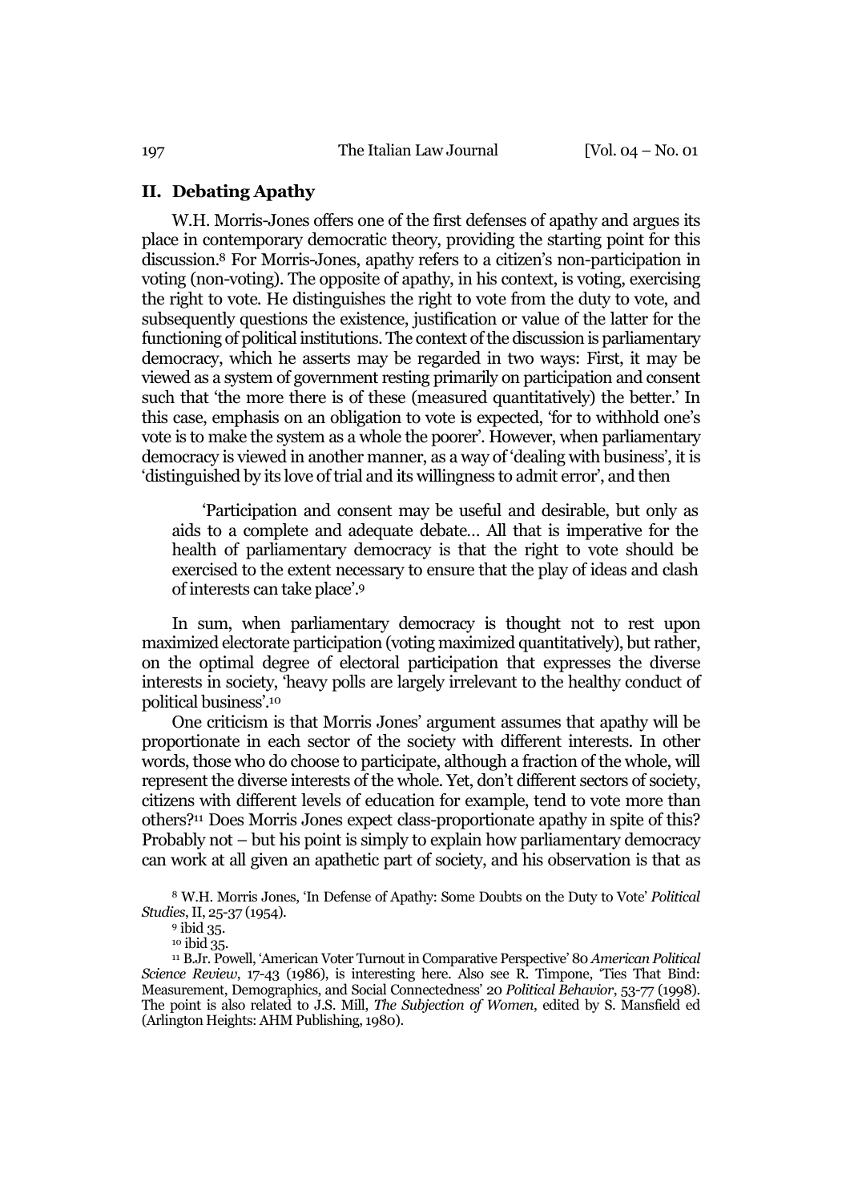## II. Debating Apathy

W.H. Morris-Jones offers one of the first defenses of apathy and argues its place in contemporary democratic theory, providing the starting point for this discussion.[8] For Morris-Jones, apathy refers to a citizen's non-participation in voting (non-voting). The opposite of apathy, in his context, is voting, exercising the right to vote. He distinguishes the right to vote from the duty to vote, and subsequently questions the existence, justification or value of the latter for the functioning of political institutions. The context of the discussion is parliamentary democracy, which he asserts may be regarded in two ways: First, it may be viewed as a system of government resting primarily on participation and consent such that 'the more there is of these (measured quantitatively) the better.' In this case, emphasis on an obligation to vote is expected, 'for to withhold one's vote is to make the system as a whole the poorer'. However, when parliamentary democracy is viewed in another manner, as a way of 'dealing with business', it is 'distinguished by its love of trial and its willingness to admit error', and then

> 'Participation and consent may be useful and desirable, but only as aids to a complete and adequate debate… All that is imperative for the health of parliamentary democracy is that the right to vote should be exercised to the extent necessary to ensure that the play of ideas and clash of interests can take place'.[9]

In sum, when parliamentary democracy is thought not to rest upon maximized electorate participation (voting maximized quantitatively), but rather, on the optimal degree of electoral participation that expresses the diverse interests in society, 'heavy polls are largely irrelevant to the healthy conduct of political business'.[10]

One criticism is that Morris Jones' argument assumes that apathy will be proportionate in each sector of the society with different interests. In other words, those who do choose to participate, although a fraction of the whole, will represent the diverse interests of the whole. Yet, don't different sectors of society, citizens with different levels of education for example, tend to vote more than others?[11] Does Morris Jones expect class-proportionate apathy in spite of this? Probably not – but his point is simply to explain how parliamentary democracy can work at all given an apathetic part of society, and his observation is that as

[8] W.H. Morris Jones, 'In Defense of Apathy: Some Doubts on the Duty to Vote' *Political Studies*, II, 25-37 (1954).

[9] ibid 35.

[10] ibid 35.

[11] B.Jr. Powell, 'American Voter Turnout in Comparative Perspective' 80 *American Political Science Review*, 17-43 (1986), is interesting here. Also see R. Timpone, 'Ties That Bind: Measurement, Demographics, and Social Connectedness' 20 *Political Behavior*, 53-77 (1998). The point is also related to J.S. Mill, *The Subjection of Women*, edited by S. Mansfield ed (Arlington Heights: AHM Publishing, 1980).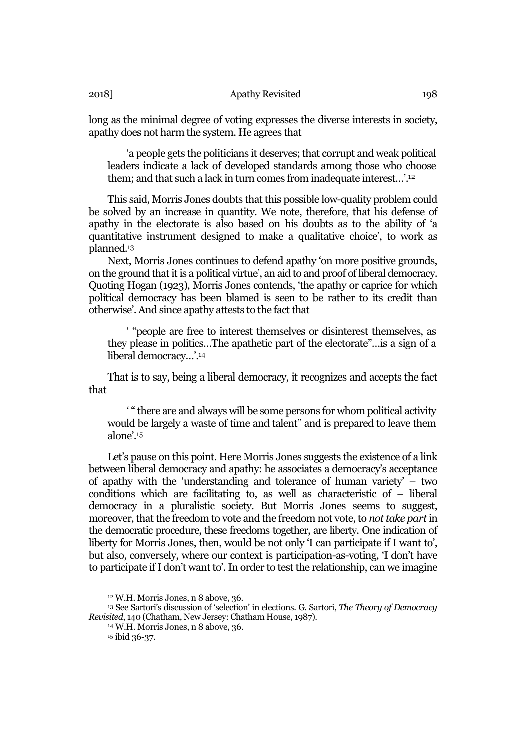long as the minimal degree of voting expresses the diverse interests in society, apathy does not harm the system. He agrees that

> 'a people gets the politicians it deserves; that corrupt and weak political leaders indicate a lack of developed standards among those who choose them; and that such a lack in turn comes from inadequate interest…'.[12]

This said, Morris Jones doubts that this possible low-quality problem could be solved by an increase in quantity. We note, therefore, that his defense of apathy in the electorate is also based on his doubts as to the ability of 'a quantitative instrument designed to make a qualitative choice', to work as planned.[13]

Next, Morris Jones continues to defend apathy 'on more positive grounds, on the ground that it is a political virtue', an aid to and proof of liberal democracy. Quoting Hogan (1923), Morris Jones contends, 'the apathy or caprice for which political democracy has been blamed is seen to be rather to its credit than otherwise'. And since apathy attests to the fact that

> ' "people are free to interest themselves or disinterest themselves, as they please in politics…The apathetic part of the electorate"…is a sign of a liberal democracy…'.[14]

That is to say, being a liberal democracy, it recognizes and accepts the fact that

> ' " there are and always will be some persons for whom political activity would be largely a waste of time and talent" and is prepared to leave them alone'.[15]

Let's pause on this point. Here Morris Jones suggests the existence of a link between liberal democracy and apathy: he associates a democracy's acceptance of apathy with the 'understanding and tolerance of human variety' – two conditions which are facilitating to, as well as characteristic of – liberal democracy in a pluralistic society. But Morris Jones seems to suggest, moreover, that the freedom to vote and the freedom not vote, to *not take part* in the democratic procedure, these freedoms together, are liberty. One indication of liberty for Morris Jones, then, would be not only 'I can participate if I want to', but also, conversely, where our context is participation-as-voting, 'I don't have to participate if I don't want to'. In order to test the relationship, can we imagine

---

[12] W.H. Morris Jones, n 8 above, 36.

[13] See Sartori's discussion of 'selection' in elections. G. Sartori, *The Theory of Democracy Revisited*, 140 (Chatham, New Jersey: Chatham House, 1987).

[14] W.H. Morris Jones, n 8 above, 36.

[15] ibid 36-37.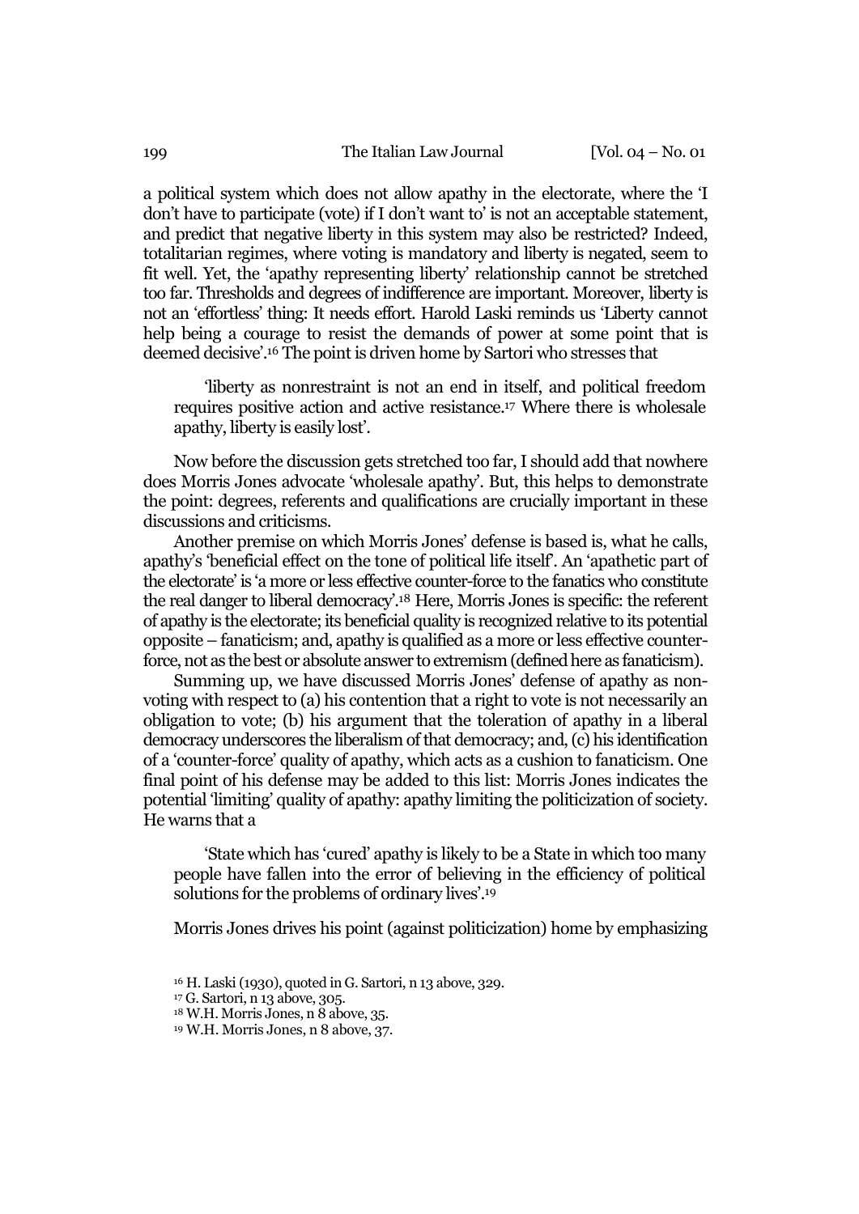a political system which does not allow apathy in the electorate, where the 'I don't have to participate (vote) if I don't want to' is not an acceptable statement, and predict that negative liberty in this system may also be restricted? Indeed, totalitarian regimes, where voting is mandatory and liberty is negated, seem to fit well. Yet, the 'apathy representing liberty' relationship cannot be stretched too far. Thresholds and degrees of indifference are important. Moreover, liberty is not an 'effortless' thing: It needs effort. Harold Laski reminds us 'Liberty cannot help being a courage to resist the demands of power at some point that is deemed decisive'.[16] The point is driven home by Sartori who stresses that

> 'liberty as nonrestraint is not an end in itself, and political freedom requires positive action and active resistance.[17] Where there is wholesale apathy, liberty is easily lost'.

Now before the discussion gets stretched too far, I should add that nowhere does Morris Jones advocate 'wholesale apathy'. But, this helps to demonstrate the point: degrees, referents and qualifications are crucially important in these discussions and criticisms.

Another premise on which Morris Jones' defense is based is, what he calls, apathy's 'beneficial effect on the tone of political life itself'. An 'apathetic part of the electorate' is 'a more or less effective counter-force to the fanatics who constitute the real danger to liberal democracy'.[18] Here, Morris Jones is specific: the referent of apathy is the electorate; its beneficial quality is recognized relative to its potential opposite – fanaticism; and, apathy is qualified as a more or less effective counter-force, not as the best or absolute answer to extremism (defined here as fanaticism).

Summing up, we have discussed Morris Jones' defense of apathy as non-voting with respect to (a) his contention that a right to vote is not necessarily an obligation to vote; (b) his argument that the toleration of apathy in a liberal democracy underscores the liberalism of that democracy; and, (c) his identification of a 'counter-force' quality of apathy, which acts as a cushion to fanaticism. One final point of his defense may be added to this list: Morris Jones indicates the potential 'limiting' quality of apathy: apathy limiting the politicization of society. He warns that a

> 'State which has 'cured' apathy is likely to be a State in which too many people have fallen into the error of believing in the efficiency of political solutions for the problems of ordinary lives'.[19]

Morris Jones drives his point (against politicization) home by emphasizing

[16] H. Laski (1930), quoted in G. Sartori, n 13 above, 329.

[17] G. Sartori, n 13 above, 305.

[18] W.H. Morris Jones, n 8 above, 35.

[19] W.H. Morris Jones, n 8 above, 37.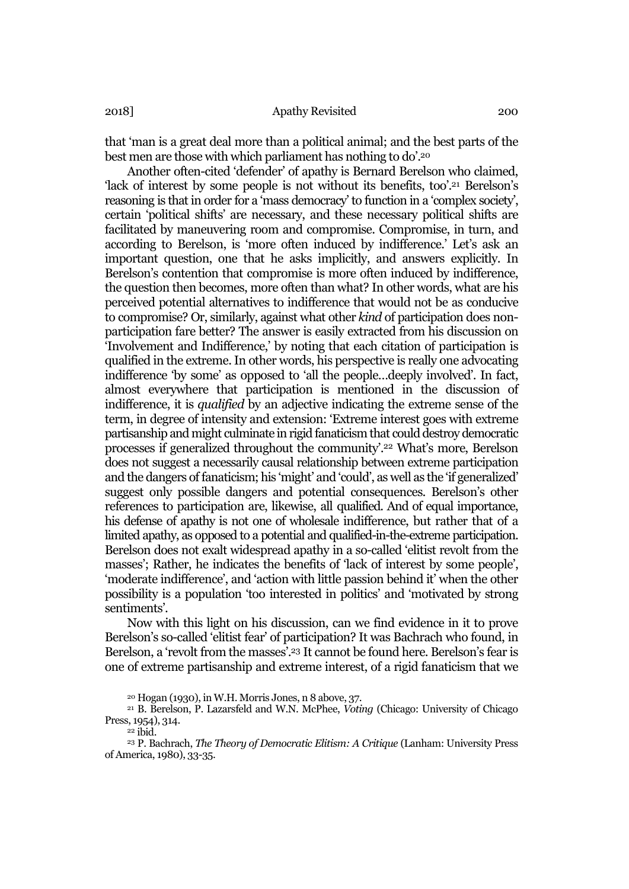that 'man is a great deal more than a political animal; and the best parts of the best men are those with which parliament has nothing to do'.[20]

Another often-cited 'defender' of apathy is Bernard Berelson who claimed, 'lack of interest by some people is not without its benefits, too'.[21] Berelson's reasoning is that in order for a 'mass democracy' to function in a 'complex society', certain 'political shifts' are necessary, and these necessary political shifts are facilitated by maneuvering room and compromise. Compromise, in turn, and according to Berelson, is 'more often induced by indifference.' Let's ask an important question, one that he asks implicitly, and answers explicitly. In Berelson's contention that compromise is more often induced by indifference, the question then becomes, more often than what? In other words, what are his perceived potential alternatives to indifference that would not be as conducive to compromise? Or, similarly, against what other *kind* of participation does non-participation fare better? The answer is easily extracted from his discussion on 'Involvement and Indifference,' by noting that each citation of participation is qualified in the extreme. In other words, his perspective is really one advocating indifference 'by some' as opposed to 'all the people…deeply involved'. In fact, almost everywhere that participation is mentioned in the discussion of indifference, it is *qualified* by an adjective indicating the extreme sense of the term, in degree of intensity and extension: 'Extreme interest goes with extreme partisanship and might culminate in rigid fanaticism that could destroy democratic processes if generalized throughout the community'.[22] What's more, Berelson does not suggest a necessarily causal relationship between extreme participation and the dangers of fanaticism; his 'might' and 'could', as well as the 'if generalized' suggest only possible dangers and potential consequences. Berelson's other references to participation are, likewise, all qualified. And of equal importance, his defense of apathy is not one of wholesale indifference, but rather that of a limited apathy, as opposed to a potential and qualified-in-the-extreme participation. Berelson does not exalt widespread apathy in a so-called 'elitist revolt from the masses'; Rather, he indicates the benefits of 'lack of interest by some people', 'moderate indifference', and 'action with little passion behind it' when the other possibility is a population 'too interested in politics' and 'motivated by strong sentiments'.

Now with this light on his discussion, can we find evidence in it to prove Berelson's so-called 'elitist fear' of participation? It was Bachrach who found, in Berelson, a 'revolt from the masses'.[23] It cannot be found here. Berelson's fear is one of extreme partisanship and extreme interest, of a rigid fanaticism that we

[20] Hogan (1930), in W.H. Morris Jones, n 8 above, 37.

[21] B. Berelson, P. Lazarsfeld and W.N. McPhee, *Voting* (Chicago: University of Chicago Press, 1954), 314.

[22] ibid.

[23] P. Bachrach, *The Theory of Democratic Elitism: A Critique* (Lanham: University Press of America, 1980), 33-35.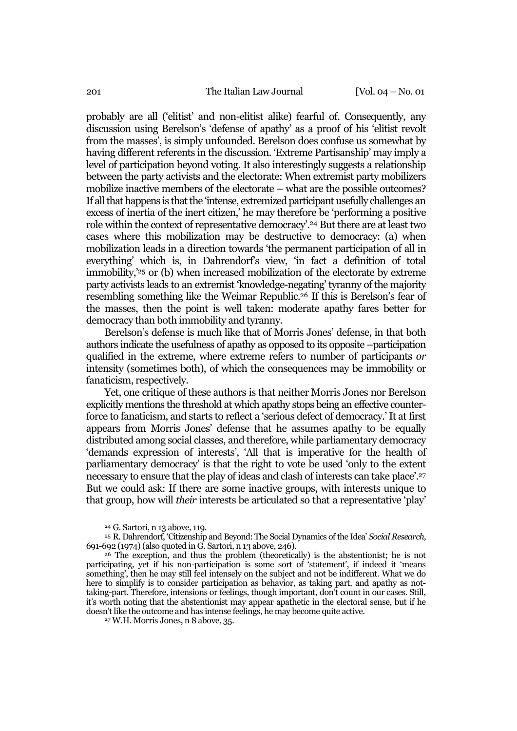probably are all ('elitist' and non-elitist alike) fearful of. Consequently, any discussion using Berelson's 'defense of apathy' as a proof of his 'elitist revolt from the masses', is simply unfounded. Berelson does confuse us somewhat by having different referents in the discussion. 'Extreme Partisanship' may imply a level of participation beyond voting. It also interestingly suggests a relationship between the party activists and the electorate: When extremist party mobilizers mobilize inactive members of the electorate – what are the possible outcomes? If all that happens is that the 'intense, extremized participant usefully challenges an excess of inertia of the inert citizen,' he may therefore be 'performing a positive role within the context of representative democracy'.[24] But there are at least two cases where this mobilization may be destructive to democracy: (a) when mobilization leads in a direction towards 'the permanent participation of all in everything' which is, in Dahrendorf's view, 'in fact a definition of total immobility,'[25] or (b) when increased mobilization of the electorate by extreme party activists leads to an extremist 'knowledge-negating' tyranny of the majority resembling something like the Weimar Republic.[26] If this is Berelson's fear of the masses, then the point is well taken: moderate apathy fares better for democracy than both immobility and tyranny.

Berelson's defense is much like that of Morris Jones' defense, in that both authors indicate the usefulness of apathy as opposed to its opposite –participation qualified in the extreme, where extreme refers to number of participants *or* intensity (sometimes both), of which the consequences may be immobility or fanaticism, respectively.

Yet, one critique of these authors is that neither Morris Jones nor Berelson explicitly mentions the threshold at which apathy stops being an effective counter-force to fanaticism, and starts to reflect a 'serious defect of democracy.' It at first appears from Morris Jones' defense that he assumes apathy to be equally distributed among social classes, and therefore, while parliamentary democracy 'demands expression of interests', 'All that is imperative for the health of parliamentary democracy' is that the right to vote be used 'only to the extent necessary to ensure that the play of ideas and clash of interests can take place'.[27] But we could ask: If there are some inactive groups, with interests unique to that group, how will *their* interests be articulated so that a representative 'play'

[24] G. Sartori, n 13 above, 119.

[25] R. Dahrendorf, 'Citizenship and Beyond: The Social Dynamics of the Idea' *Social Research*, 691-692 (1974) (also quoted in G. Sartori, n 13 above, 246).

[26] The exception, and thus the problem (theoretically) is the abstentionist; he is not participating, yet if his non-participation is some sort of 'statement', if indeed it 'means something', then he may still feel intensely on the subject and not be indifferent. What we do here to simplify is to consider participation as behavior, as taking part, and apathy as not-taking-part. Therefore, intensions or feelings, though important, don't count in our cases. Still, it's worth noting that the abstentionist may appear apathetic in the electoral sense, but if he doesn't like the outcome and has intense feelings, he may become quite active.

[27] W.H. Morris Jones, n 8 above, 35.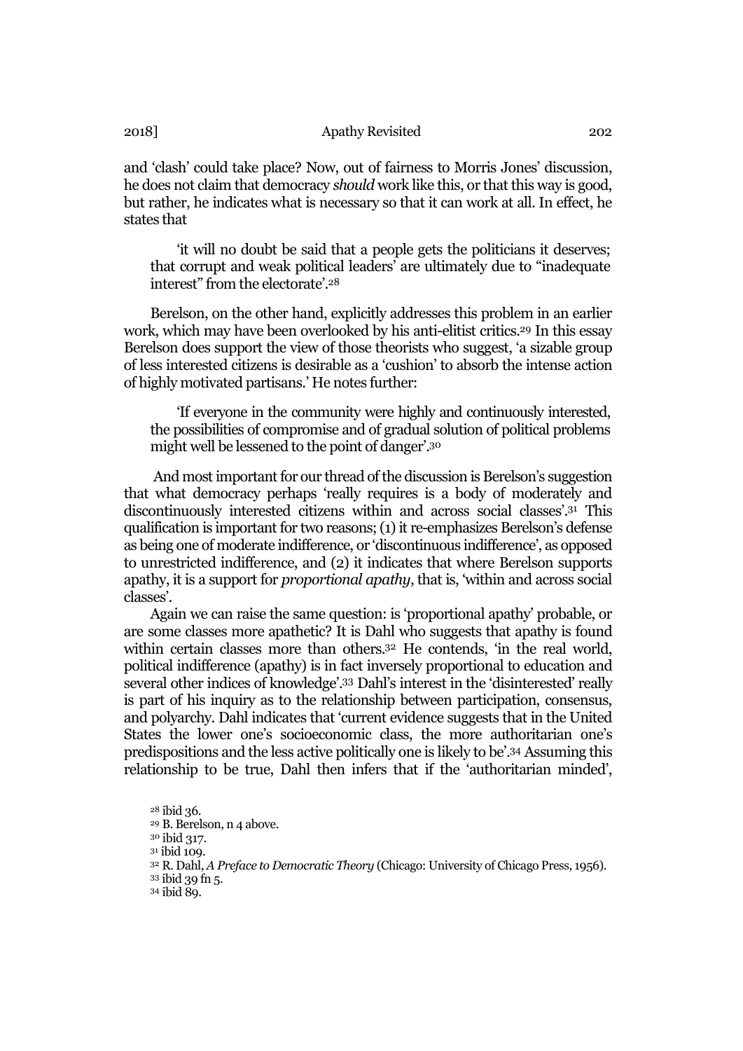and 'clash' could take place? Now, out of fairness to Morris Jones' discussion, he does not claim that democracy *should* work like this, or that this way is good, but rather, he indicates what is necessary so that it can work at all. In effect, he states that

> 'it will no doubt be said that a people gets the politicians it deserves; that corrupt and weak political leaders' are ultimately due to "inadequate interest" from the electorate'.[28]

Berelson, on the other hand, explicitly addresses this problem in an earlier work, which may have been overlooked by his anti-elitist critics.[29] In this essay Berelson does support the view of those theorists who suggest, 'a sizable group of less interested citizens is desirable as a 'cushion' to absorb the intense action of highly motivated partisans.' He notes further:

> 'If everyone in the community were highly and continuously interested, the possibilities of compromise and of gradual solution of political problems might well be lessened to the point of danger'.[30]

And most important for our thread of the discussion is Berelson's suggestion that what democracy perhaps 'really requires is a body of moderately and discontinuously interested citizens within and across social classes'.[31] This qualification is important for two reasons; (1) it re-emphasizes Berelson's defense as being one of moderate indifference, or 'discontinuous indifference', as opposed to unrestricted indifference, and (2) it indicates that where Berelson supports apathy, it is a support for *proportional apathy*, that is, 'within and across social classes'.

Again we can raise the same question: is 'proportional apathy' probable, or are some classes more apathetic? It is Dahl who suggests that apathy is found within certain classes more than others.[32] He contends, 'in the real world, political indifference (apathy) is in fact inversely proportional to education and several other indices of knowledge'.[33] Dahl's interest in the 'disinterested' really is part of his inquiry as to the relationship between participation, consensus, and polyarchy. Dahl indicates that 'current evidence suggests that in the United States the lower one's socioeconomic class, the more authoritarian one's predispositions and the less active politically one is likely to be'.[34] Assuming this relationship to be true, Dahl then infers that if the 'authoritarian minded',

[28] ibid 36.
[29] B. Berelson, n 4 above.
[30] ibid 317.
[31] ibid 109.
[32] R. Dahl, *A Preface to Democratic Theory* (Chicago: University of Chicago Press, 1956).
[33] ibid 39 fn 5.
[34] ibid 89.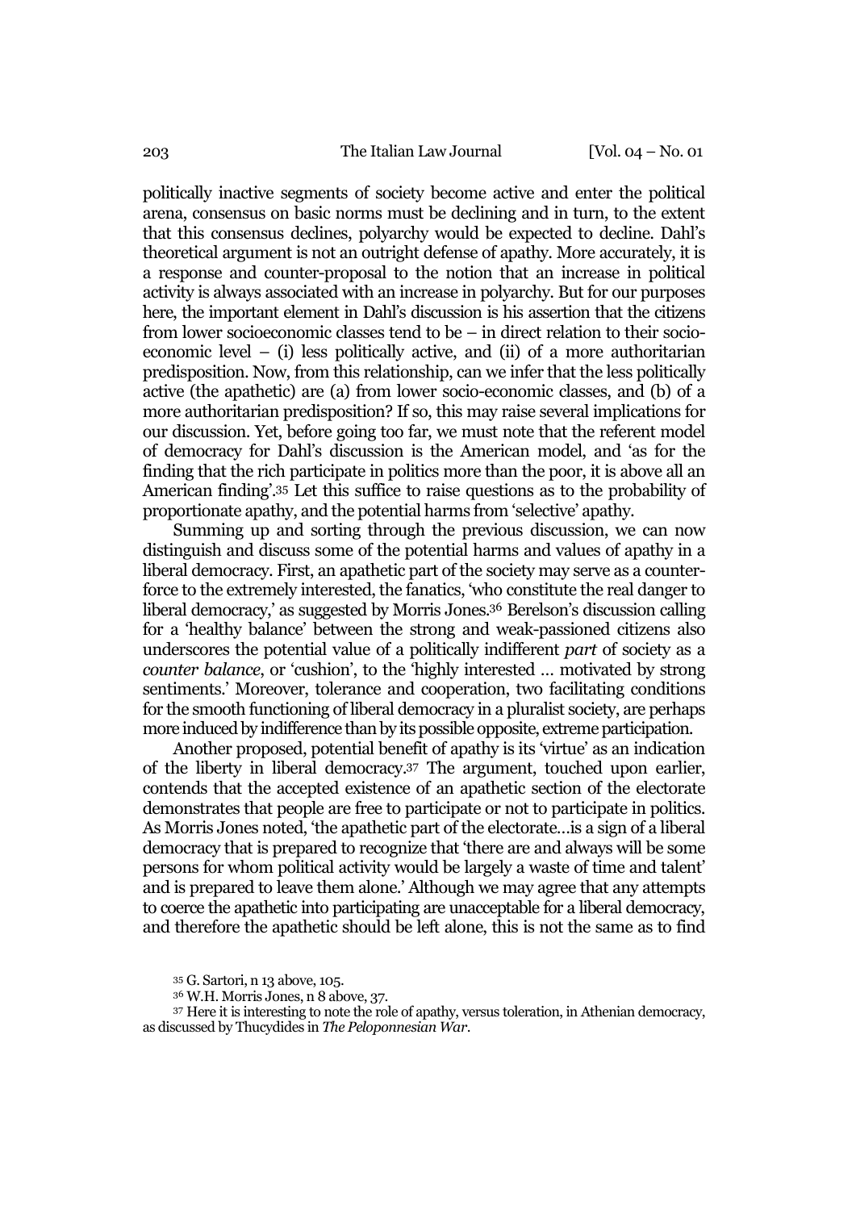politically inactive segments of society become active and enter the political arena, consensus on basic norms must be declining and in turn, to the extent that this consensus declines, polyarchy would be expected to decline. Dahl's theoretical argument is not an outright defense of apathy. More accurately, it is a response and counter-proposal to the notion that an increase in political activity is always associated with an increase in polyarchy. But for our purposes here, the important element in Dahl's discussion is his assertion that the citizens from lower socioeconomic classes tend to be – in direct relation to their socio-economic level – (i) less politically active, and (ii) of a more authoritarian predisposition. Now, from this relationship, can we infer that the less politically active (the apathetic) are (a) from lower socio-economic classes, and (b) of a more authoritarian predisposition? If so, this may raise several implications for our discussion. Yet, before going too far, we must note that the referent model of democracy for Dahl's discussion is the American model, and 'as for the finding that the rich participate in politics more than the poor, it is above all an American finding'.[35] Let this suffice to raise questions as to the probability of proportionate apathy, and the potential harms from 'selective' apathy.

Summing up and sorting through the previous discussion, we can now distinguish and discuss some of the potential harms and values of apathy in a liberal democracy. First, an apathetic part of the society may serve as a counter-force to the extremely interested, the fanatics, 'who constitute the real danger to liberal democracy,' as suggested by Morris Jones.[36] Berelson's discussion calling for a 'healthy balance' between the strong and weak-passioned citizens also underscores the potential value of a politically indifferent *part* of society as a *counter balance*, or 'cushion', to the 'highly interested … motivated by strong sentiments.' Moreover, tolerance and cooperation, two facilitating conditions for the smooth functioning of liberal democracy in a pluralist society, are perhaps more induced by indifference than by its possible opposite, extreme participation.

Another proposed, potential benefit of apathy is its 'virtue' as an indication of the liberty in liberal democracy.[37] The argument, touched upon earlier, contends that the accepted existence of an apathetic section of the electorate demonstrates that people are free to participate or not to participate in politics. As Morris Jones noted, 'the apathetic part of the electorate…is a sign of a liberal democracy that is prepared to recognize that 'there are and always will be some persons for whom political activity would be largely a waste of time and talent' and is prepared to leave them alone.' Although we may agree that any attempts to coerce the apathetic into participating are unacceptable for a liberal democracy, and therefore the apathetic should be left alone, this is not the same as to find

[35] G. Sartori, n 13 above, 105.

[36] W.H. Morris Jones, n 8 above, 37.

[37] Here it is interesting to note the role of apathy, versus toleration, in Athenian democracy, as discussed by Thucydides in *The Peloponnesian War*.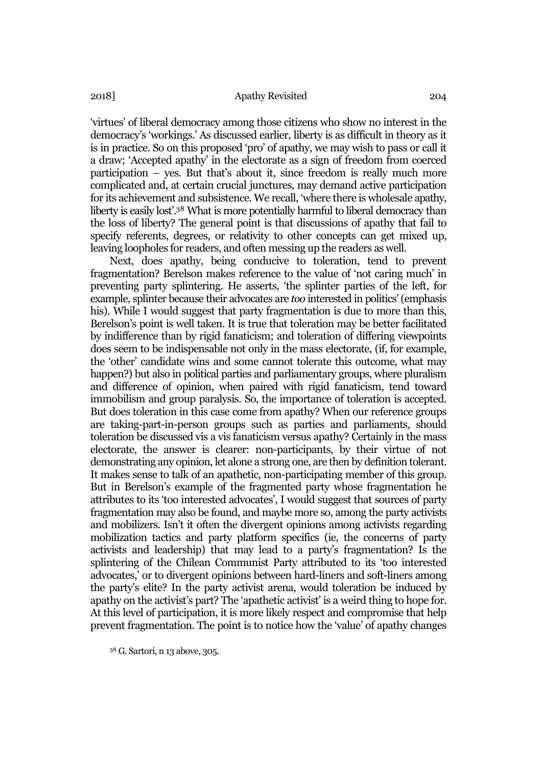'virtues' of liberal democracy among those citizens who show no interest in the democracy's 'workings.' As discussed earlier, liberty is as difficult in theory as it is in practice. So on this proposed 'pro' of apathy, we may wish to pass or call it a draw; 'Accepted apathy' in the electorate as a sign of freedom from coerced participation – yes. But that's about it, since freedom is really much more complicated and, at certain crucial junctures, may demand active participation for its achievement and subsistence. We recall, 'where there is wholesale apathy, liberty is easily lost'.[38] What is more potentially harmful to liberal democracy than the loss of liberty? The general point is that discussions of apathy that fail to specify referents, degrees, or relativity to other concepts can get mixed up, leaving loopholes for readers, and often messing up the readers as well.

Next, does apathy, being conducive to toleration, tend to prevent fragmentation? Berelson makes reference to the value of 'not caring much' in preventing party splintering. He asserts, 'the splinter parties of the left, for example, splinter because their advocates are *too* interested in politics' (emphasis his). While I would suggest that party fragmentation is due to more than this, Berelson's point is well taken. It is true that toleration may be better facilitated by indifference than by rigid fanaticism; and toleration of differing viewpoints does seem to be indispensable not only in the mass electorate, (if, for example, the 'other' candidate wins and some cannot tolerate this outcome, what may happen?) but also in political parties and parliamentary groups, where pluralism and difference of opinion, when paired with rigid fanaticism, tend toward immobilism and group paralysis. So, the importance of toleration is accepted. But does toleration in this case come from apathy? When our reference groups are taking-part-in-person groups such as parties and parliaments, should toleration be discussed vis a vis fanaticism versus apathy? Certainly in the mass electorate, the answer is clearer: non-participants, by their virtue of not demonstrating any opinion, let alone a strong one, are then by definition tolerant. It makes sense to talk of an apathetic, non-participating member of this group. But in Berelson's example of the fragmented party whose fragmentation he attributes to its 'too interested advocates', I would suggest that sources of party fragmentation may also be found, and maybe more so, among the party activists and mobilizers. Isn't it often the divergent opinions among activists regarding mobilization tactics and party platform specifics (ie, the concerns of party activists and leadership) that may lead to a party's fragmentation? Is the splintering of the Chilean Communist Party attributed to its 'too interested advocates,' or to divergent opinions between hard-liners and soft-liners among the party's elite? In the party activist arena, would toleration be induced by apathy on the activist's part? The 'apathetic activist' is a weird thing to hope for. At this level of participation, it is more likely respect and compromise that help prevent fragmentation. The point is to notice how the 'value' of apathy changes

[38] G. Sartori, n 13 above, 305.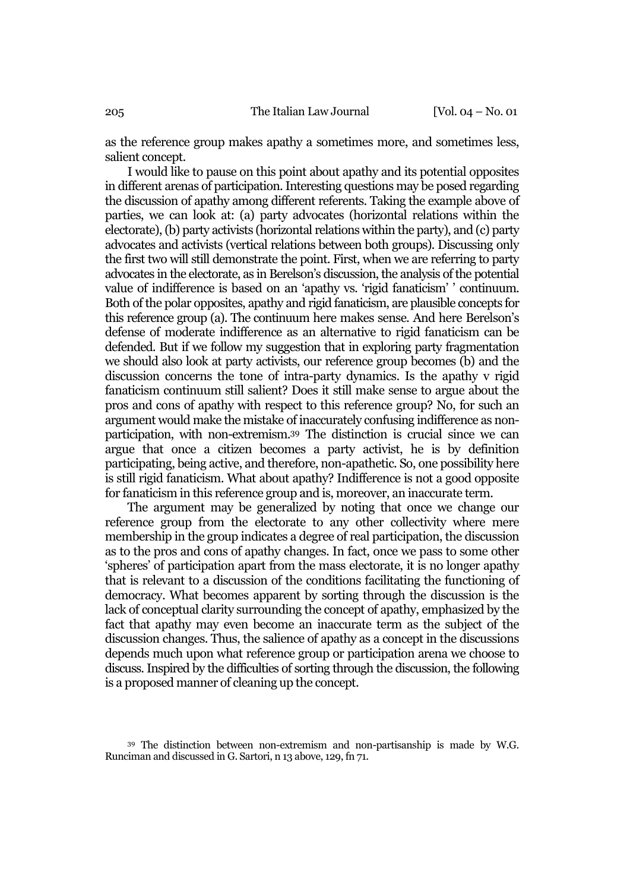as the reference group makes apathy a sometimes more, and sometimes less, salient concept.

I would like to pause on this point about apathy and its potential opposites in different arenas of participation. Interesting questions may be posed regarding the discussion of apathy among different referents. Taking the example above of parties, we can look at: (a) party advocates (horizontal relations within the electorate), (b) party activists (horizontal relations within the party), and (c) party advocates and activists (vertical relations between both groups). Discussing only the first two will still demonstrate the point. First, when we are referring to party advocates in the electorate, as in Berelson's discussion, the analysis of the potential value of indifference is based on an 'apathy vs. 'rigid fanaticism' ' continuum. Both of the polar opposites, apathy and rigid fanaticism, are plausible concepts for this reference group (a). The continuum here makes sense. And here Berelson's defense of moderate indifference as an alternative to rigid fanaticism can be defended. But if we follow my suggestion that in exploring party fragmentation we should also look at party activists, our reference group becomes (b) and the discussion concerns the tone of intra-party dynamics. Is the apathy v rigid fanaticism continuum still salient? Does it still make sense to argue about the pros and cons of apathy with respect to this reference group? No, for such an argument would make the mistake of inaccurately confusing indifference as non-participation, with non-extremism.[39] The distinction is crucial since we can argue that once a citizen becomes a party activist, he is by definition participating, being active, and therefore, non-apathetic. So, one possibility here is still rigid fanaticism. What about apathy? Indifference is not a good opposite for fanaticism in this reference group and is, moreover, an inaccurate term.

The argument may be generalized by noting that once we change our reference group from the electorate to any other collectivity where mere membership in the group indicates a degree of real participation, the discussion as to the pros and cons of apathy changes. In fact, once we pass to some other 'spheres' of participation apart from the mass electorate, it is no longer apathy that is relevant to a discussion of the conditions facilitating the functioning of democracy. What becomes apparent by sorting through the discussion is the lack of conceptual clarity surrounding the concept of apathy, emphasized by the fact that apathy may even become an inaccurate term as the subject of the discussion changes. Thus, the salience of apathy as a concept in the discussions depends much upon what reference group or participation arena we choose to discuss. Inspired by the difficulties of sorting through the discussion, the following is a proposed manner of cleaning up the concept.

[39] The distinction between non-extremism and non-partisanship is made by W.G. Runciman and discussed in G. Sartori, n 13 above, 129, fn 71.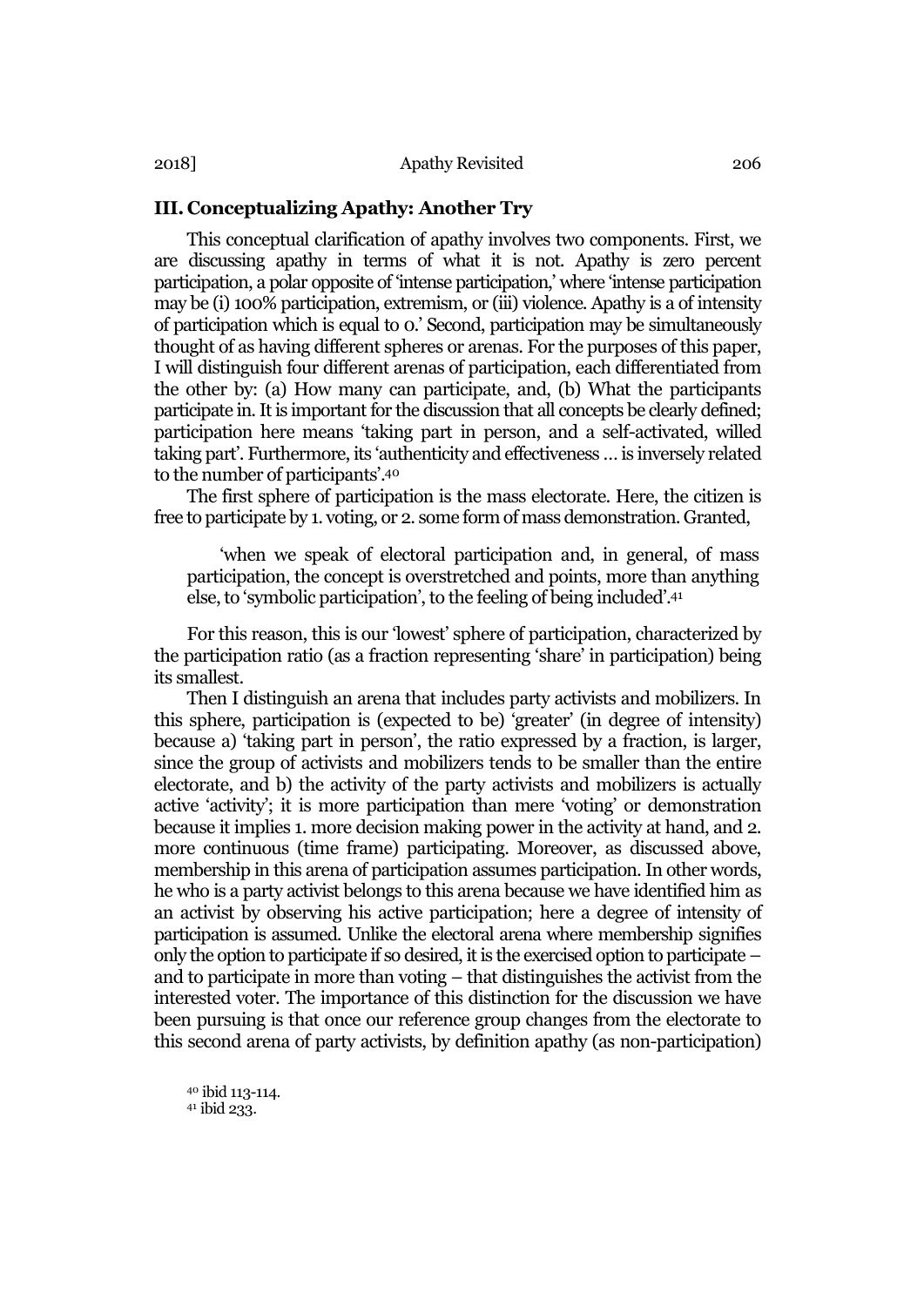### III. Conceptualizing Apathy: Another Try

This conceptual clarification of apathy involves two components. First, we are discussing apathy in terms of what it is not. Apathy is zero percent participation, a polar opposite of 'intense participation,' where 'intense participation may be (i) 100% participation, extremism, or (iii) violence. Apathy is a of intensity of participation which is equal to 0.' Second, participation may be simultaneously thought of as having different spheres or arenas. For the purposes of this paper, I will distinguish four different arenas of participation, each differentiated from the other by: (a) How many can participate, and, (b) What the participants participate in. It is important for the discussion that all concepts be clearly defined; participation here means 'taking part in person, and a self-activated, willed taking part'. Furthermore, its 'authenticity and effectiveness … is inversely related to the number of participants'.[40]

The first sphere of participation is the mass electorate. Here, the citizen is free to participate by 1. voting, or 2. some form of mass demonstration. Granted,

> 'when we speak of electoral participation and, in general, of mass participation, the concept is overstretched and points, more than anything else, to 'symbolic participation', to the feeling of being included'.[41]

For this reason, this is our 'lowest' sphere of participation, characterized by the participation ratio (as a fraction representing 'share' in participation) being its smallest.

Then I distinguish an arena that includes party activists and mobilizers. In this sphere, participation is (expected to be) 'greater' (in degree of intensity) because a) 'taking part in person', the ratio expressed by a fraction, is larger, since the group of activists and mobilizers tends to be smaller than the entire electorate, and b) the activity of the party activists and mobilizers is actually active 'activity'; it is more participation than mere 'voting' or demonstration because it implies 1. more decision making power in the activity at hand, and 2. more continuous (time frame) participating. Moreover, as discussed above, membership in this arena of participation assumes participation. In other words, he who is a party activist belongs to this arena because we have identified him as an activist by observing his active participation; here a degree of intensity of participation is assumed. Unlike the electoral arena where membership signifies only the option to participate if so desired, it is the exercised option to participate – and to participate in more than voting – that distinguishes the activist from the interested voter. The importance of this distinction for the discussion we have been pursuing is that once our reference group changes from the electorate to this second arena of party activists, by definition apathy (as non-participation)

[40] ibid 113-114.

[41] ibid 233.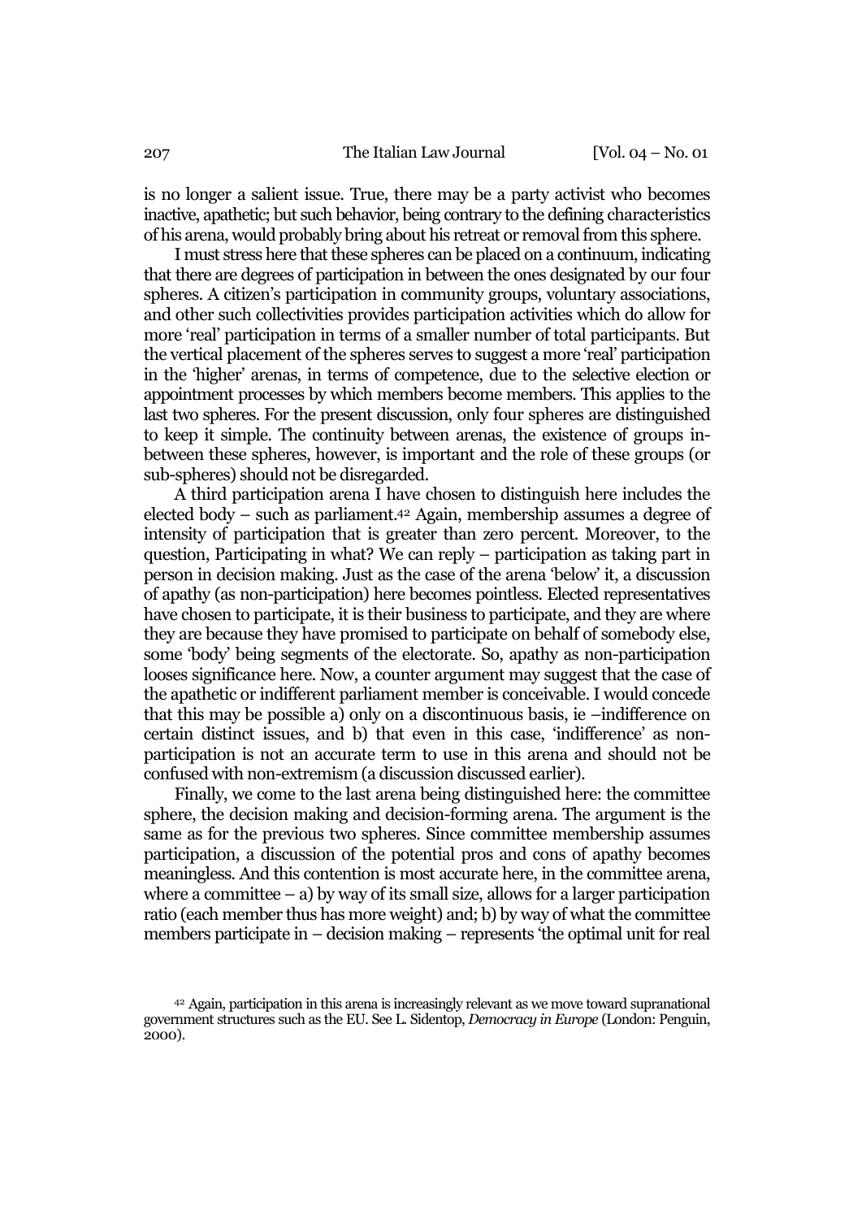is no longer a salient issue. True, there may be a party activist who becomes inactive, apathetic; but such behavior, being contrary to the defining characteristics of his arena, would probably bring about his retreat or removal from this sphere.

I must stress here that these spheres can be placed on a continuum, indicating that there are degrees of participation in between the ones designated by our four spheres. A citizen's participation in community groups, voluntary associations, and other such collectivities provides participation activities which do allow for more 'real' participation in terms of a smaller number of total participants. But the vertical placement of the spheres serves to suggest a more 'real' participation in the 'higher' arenas, in terms of competence, due to the selective election or appointment processes by which members become members. This applies to the last two spheres. For the present discussion, only four spheres are distinguished to keep it simple. The continuity between arenas, the existence of groups in-between these spheres, however, is important and the role of these groups (or sub-spheres) should not be disregarded.

A third participation arena I have chosen to distinguish here includes the elected body – such as parliament.[42] Again, membership assumes a degree of intensity of participation that is greater than zero percent. Moreover, to the question, Participating in what? We can reply – participation as taking part in person in decision making. Just as the case of the arena 'below' it, a discussion of apathy (as non-participation) here becomes pointless. Elected representatives have chosen to participate, it is their business to participate, and they are where they are because they have promised to participate on behalf of somebody else, some 'body' being segments of the electorate. So, apathy as non-participation looses significance here. Now, a counter argument may suggest that the case of the apathetic or indifferent parliament member is conceivable. I would concede that this may be possible a) only on a discontinuous basis, ie –indifference on certain distinct issues, and b) that even in this case, 'indifference' as non-participation is not an accurate term to use in this arena and should not be confused with non-extremism (a discussion discussed earlier).

Finally, we come to the last arena being distinguished here: the committee sphere, the decision making and decision-forming arena. The argument is the same as for the previous two spheres. Since committee membership assumes participation, a discussion of the potential pros and cons of apathy becomes meaningless. And this contention is most accurate here, in the committee arena, where a committee – a) by way of its small size, allows for a larger participation ratio (each member thus has more weight) and; b) by way of what the committee members participate in – decision making – represents 'the optimal unit for real

[42] Again, participation in this arena is increasingly relevant as we move toward supranational government structures such as the EU. See L. Sidentop, *Democracy in Europe* (London: Penguin, 2000).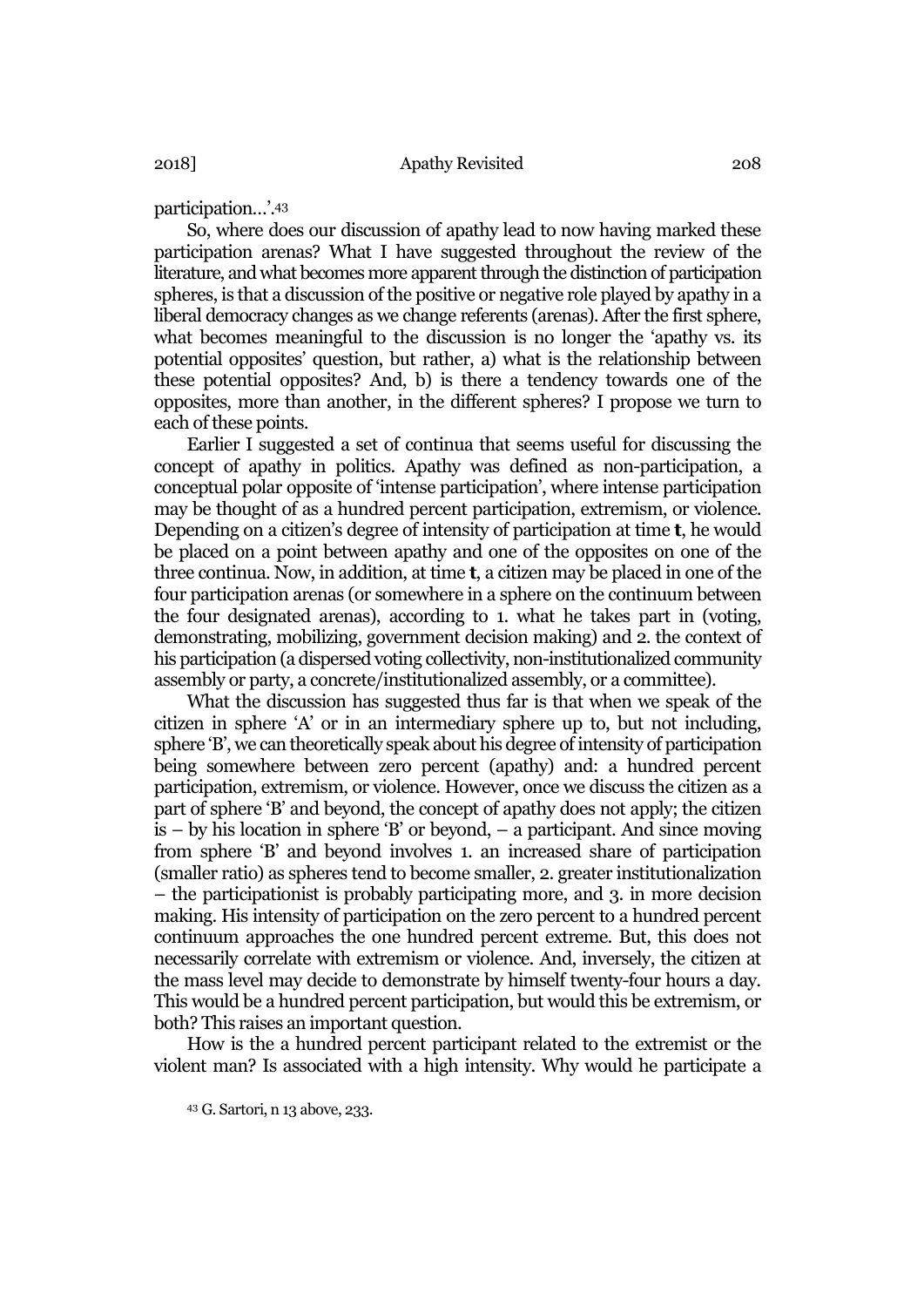participation…'.[43]

So, where does our discussion of apathy lead to now having marked these participation arenas? What I have suggested throughout the review of the literature, and what becomes more apparent through the distinction of participation spheres, is that a discussion of the positive or negative role played by apathy in a liberal democracy changes as we change referents (arenas). After the first sphere, what becomes meaningful to the discussion is no longer the 'apathy vs. its potential opposites' question, but rather, a) what is the relationship between these potential opposites? And, b) is there a tendency towards one of the opposites, more than another, in the different spheres? I propose we turn to each of these points.

Earlier I suggested a set of continua that seems useful for discussing the concept of apathy in politics. Apathy was defined as non-participation, a conceptual polar opposite of 'intense participation', where intense participation may be thought of as a hundred percent participation, extremism, or violence. Depending on a citizen's degree of intensity of participation at time **t**, he would be placed on a point between apathy and one of the opposites on one of the three continua. Now, in addition, at time **t**, a citizen may be placed in one of the four participation arenas (or somewhere in a sphere on the continuum between the four designated arenas), according to 1. what he takes part in (voting, demonstrating, mobilizing, government decision making) and 2. the context of his participation (a dispersed voting collectivity, non-institutionalized community assembly or party, a concrete/institutionalized assembly, or a committee).

What the discussion has suggested thus far is that when we speak of the citizen in sphere 'A' or in an intermediary sphere up to, but not including, sphere 'B', we can theoretically speak about his degree of intensity of participation being somewhere between zero percent (apathy) and: a hundred percent participation, extremism, or violence. However, once we discuss the citizen as a part of sphere 'B' and beyond, the concept of apathy does not apply; the citizen is – by his location in sphere 'B' or beyond, – a participant. And since moving from sphere 'B' and beyond involves 1. an increased share of participation (smaller ratio) as spheres tend to become smaller, 2. greater institutionalization – the participationist is probably participating more, and 3. in more decision making. His intensity of participation on the zero percent to a hundred percent continuum approaches the one hundred percent extreme. But, this does not necessarily correlate with extremism or violence. And, inversely, the citizen at the mass level may decide to demonstrate by himself twenty-four hours a day. This would be a hundred percent participation, but would this be extremism, or both? This raises an important question.

How is the a hundred percent participant related to the extremist or the violent man? Is associated with a high intensity. Why would he participate a

[43] G. Sartori, n 13 above, 233.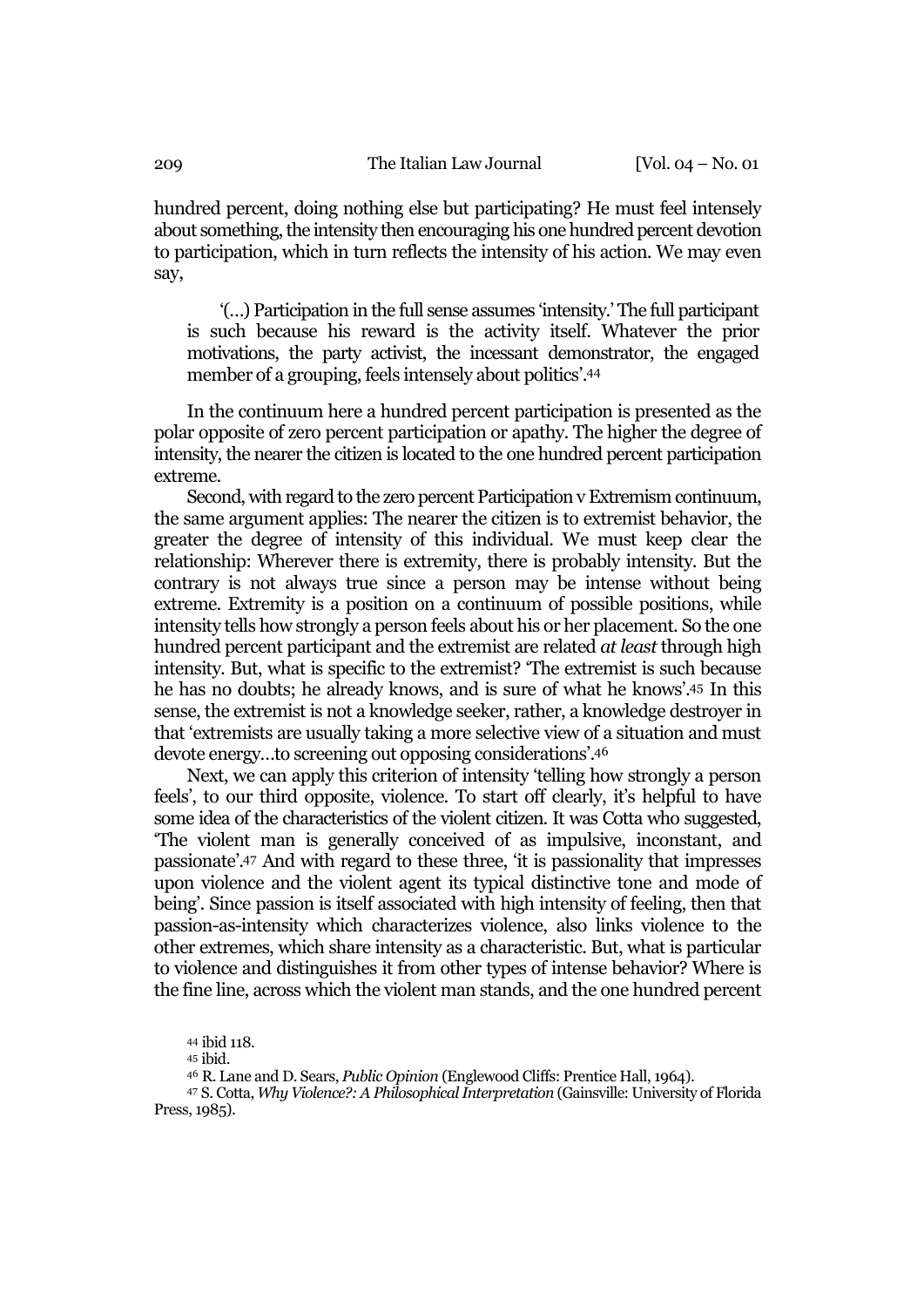hundred percent, doing nothing else but participating? He must feel intensely about something, the intensity then encouraging his one hundred percent devotion to participation, which in turn reflects the intensity of his action. We may even say,

> '(…) Participation in the full sense assumes 'intensity.' The full participant is such because his reward is the activity itself. Whatever the prior motivations, the party activist, the incessant demonstrator, the engaged member of a grouping, feels intensely about politics'.[44]

In the continuum here a hundred percent participation is presented as the polar opposite of zero percent participation or apathy. The higher the degree of intensity, the nearer the citizen is located to the one hundred percent participation extreme.

Second, with regard to the zero percent Participation v Extremism continuum, the same argument applies: The nearer the citizen is to extremist behavior, the greater the degree of intensity of this individual. We must keep clear the relationship: Wherever there is extremity, there is probably intensity. But the contrary is not always true since a person may be intense without being extreme. Extremity is a position on a continuum of possible positions, while intensity tells how strongly a person feels about his or her placement. So the one hundred percent participant and the extremist are related *at least* through high intensity. But, what is specific to the extremist? 'The extremist is such because he has no doubts; he already knows, and is sure of what he knows'.[45] In this sense, the extremist is not a knowledge seeker, rather, a knowledge destroyer in that 'extremists are usually taking a more selective view of a situation and must devote energy…to screening out opposing considerations'.[46]

Next, we can apply this criterion of intensity 'telling how strongly a person feels', to our third opposite, violence. To start off clearly, it's helpful to have some idea of the characteristics of the violent citizen. It was Cotta who suggested, 'The violent man is generally conceived of as impulsive, inconstant, and passionate'.[47] And with regard to these three, 'it is passionality that impresses upon violence and the violent agent its typical distinctive tone and mode of being'. Since passion is itself associated with high intensity of feeling, then that passion-as-intensity which characterizes violence, also links violence to the other extremes, which share intensity as a characteristic. But, what is particular to violence and distinguishes it from other types of intense behavior? Where is the fine line, across which the violent man stands, and the one hundred percent

[44] ibid 118.

[45] ibid.

[46] R. Lane and D. Sears, *Public Opinion* (Englewood Cliffs: Prentice Hall, 1964).

[47] S. Cotta, *Why Violence?: A Philosophical Interpretation* (Gainsville: University of Florida Press, 1985).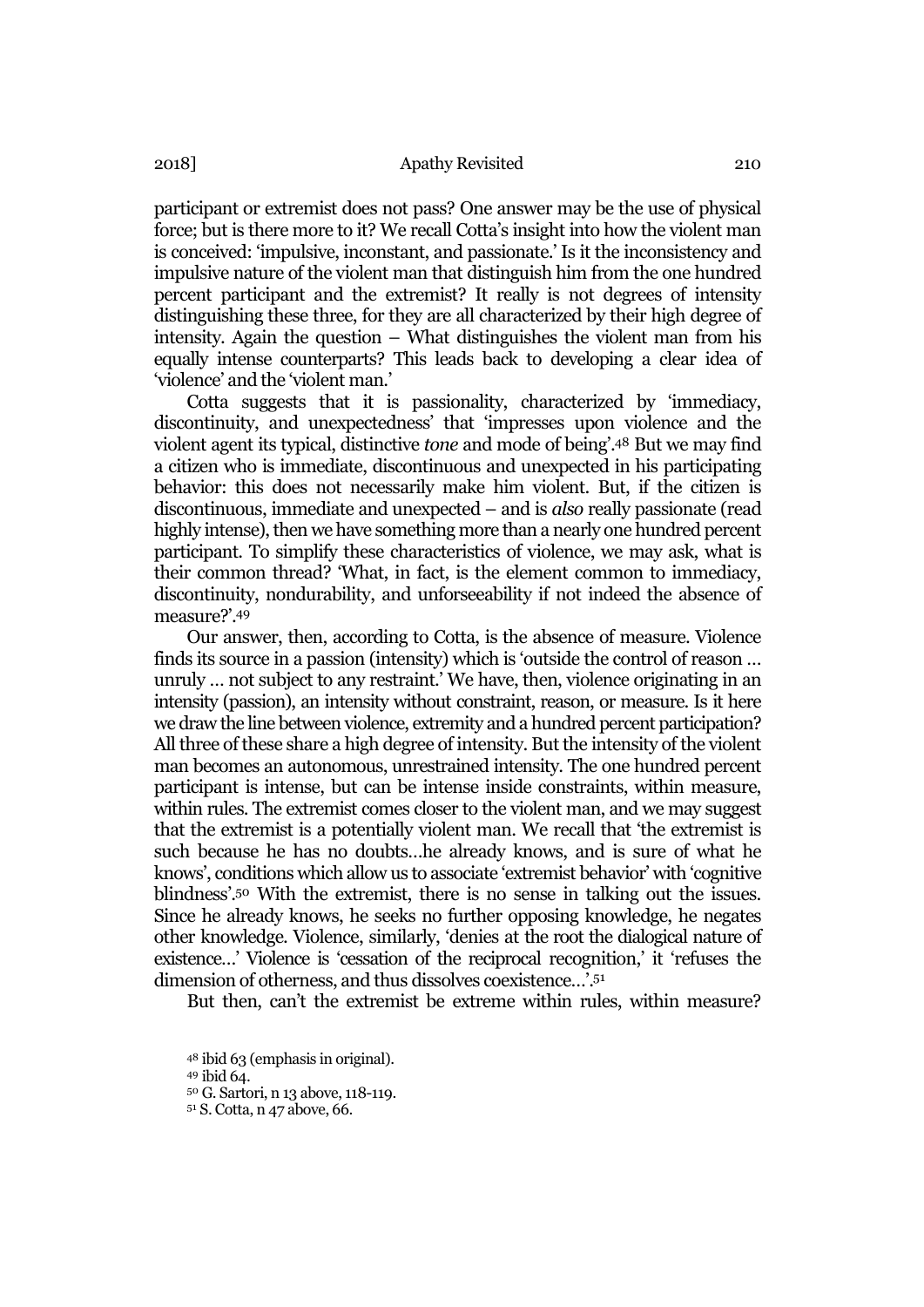participant or extremist does not pass? One answer may be the use of physical force; but is there more to it? We recall Cotta's insight into how the violent man is conceived: 'impulsive, inconstant, and passionate.' Is it the inconsistency and impulsive nature of the violent man that distinguish him from the one hundred percent participant and the extremist? It really is not degrees of intensity distinguishing these three, for they are all characterized by their high degree of intensity. Again the question – What distinguishes the violent man from his equally intense counterparts? This leads back to developing a clear idea of 'violence' and the 'violent man.'

Cotta suggests that it is passionality, characterized by 'immediacy, discontinuity, and unexpectedness' that 'impresses upon violence and the violent agent its typical, distinctive *tone* and mode of being'.[48] But we may find a citizen who is immediate, discontinuous and unexpected in his participating behavior: this does not necessarily make him violent. But, if the citizen is discontinuous, immediate and unexpected – and is *also* really passionate (read highly intense), then we have something more than a nearly one hundred percent participant. To simplify these characteristics of violence, we may ask, what is their common thread? 'What, in fact, is the element common to immediacy, discontinuity, nondurability, and unforseeability if not indeed the absence of measure?'.[49]

Our answer, then, according to Cotta, is the absence of measure. Violence finds its source in a passion (intensity) which is 'outside the control of reason … unruly … not subject to any restraint.' We have, then, violence originating in an intensity (passion), an intensity without constraint, reason, or measure. Is it here we draw the line between violence, extremity and a hundred percent participation? All three of these share a high degree of intensity. But the intensity of the violent man becomes an autonomous, unrestrained intensity. The one hundred percent participant is intense, but can be intense inside constraints, within measure, within rules. The extremist comes closer to the violent man, and we may suggest that the extremist is a potentially violent man. We recall that 'the extremist is such because he has no doubts…he already knows, and is sure of what he knows', conditions which allow us to associate 'extremist behavior' with 'cognitive blindness'.[50] With the extremist, there is no sense in talking out the issues. Since he already knows, he seeks no further opposing knowledge, he negates other knowledge. Violence, similarly, 'denies at the root the dialogical nature of existence…' Violence is 'cessation of the reciprocal recognition,' it 'refuses the dimension of otherness, and thus dissolves coexistence…'.[51]

But then, can't the extremist be extreme within rules, within measure?

[48] ibid 63 (emphasis in original).

[49] ibid 64.

[50] G. Sartori, n 13 above, 118-119.

[51] S. Cotta, n 47 above, 66.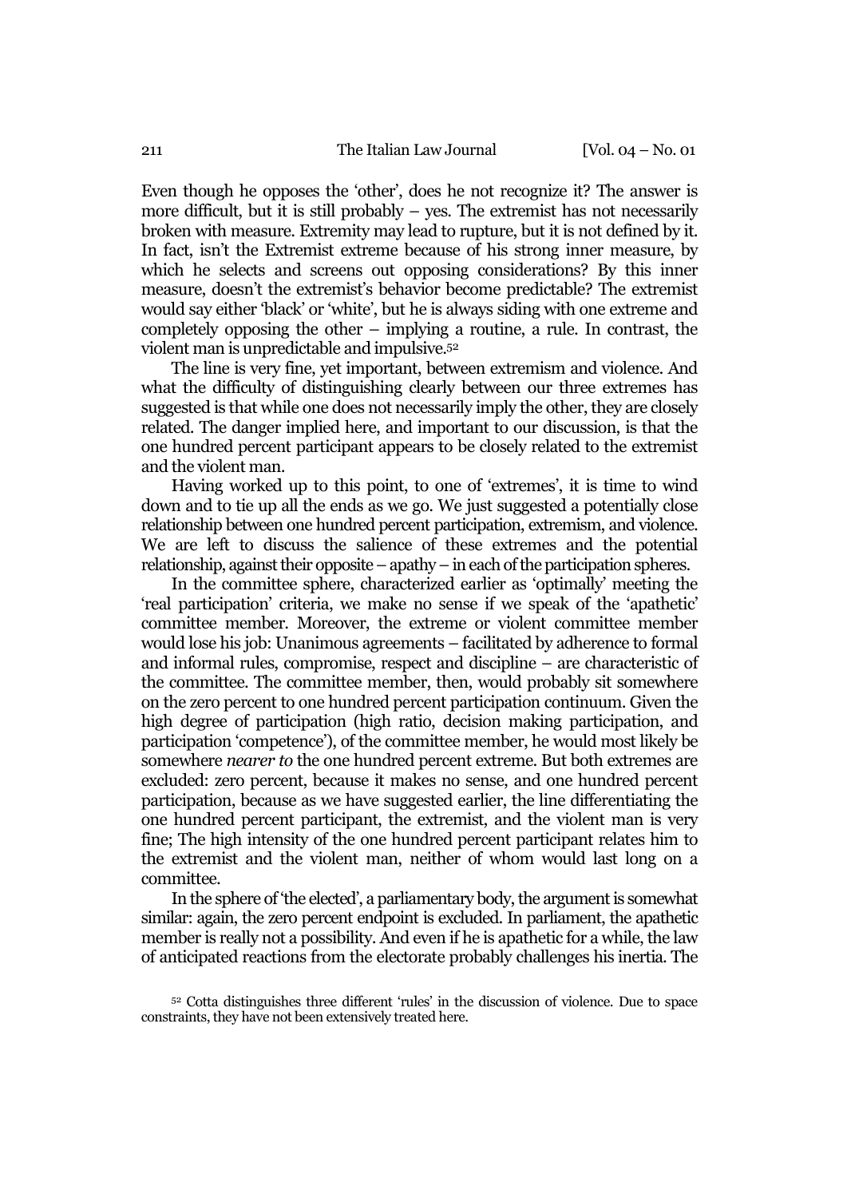Even though he opposes the 'other', does he not recognize it? The answer is more difficult, but it is still probably – yes. The extremist has not necessarily broken with measure. Extremity may lead to rupture, but it is not defined by it. In fact, isn't the Extremist extreme because of his strong inner measure, by which he selects and screens out opposing considerations? By this inner measure, doesn't the extremist's behavior become predictable? The extremist would say either 'black' or 'white', but he is always siding with one extreme and completely opposing the other – implying a routine, a rule. In contrast, the violent man is unpredictable and impulsive.[52]

The line is very fine, yet important, between extremism and violence. And what the difficulty of distinguishing clearly between our three extremes has suggested is that while one does not necessarily imply the other, they are closely related. The danger implied here, and important to our discussion, is that the one hundred percent participant appears to be closely related to the extremist and the violent man.

Having worked up to this point, to one of 'extremes', it is time to wind down and to tie up all the ends as we go. We just suggested a potentially close relationship between one hundred percent participation, extremism, and violence. We are left to discuss the salience of these extremes and the potential relationship, against their opposite – apathy – in each of the participation spheres.

In the committee sphere, characterized earlier as 'optimally' meeting the 'real participation' criteria, we make no sense if we speak of the 'apathetic' committee member. Moreover, the extreme or violent committee member would lose his job: Unanimous agreements – facilitated by adherence to formal and informal rules, compromise, respect and discipline – are characteristic of the committee. The committee member, then, would probably sit somewhere on the zero percent to one hundred percent participation continuum. Given the high degree of participation (high ratio, decision making participation, and participation 'competence'), of the committee member, he would most likely be somewhere *nearer to* the one hundred percent extreme. But both extremes are excluded: zero percent, because it makes no sense, and one hundred percent participation, because as we have suggested earlier, the line differentiating the one hundred percent participant, the extremist, and the violent man is very fine; The high intensity of the one hundred percent participant relates him to the extremist and the violent man, neither of whom would last long on a committee.

In the sphere of 'the elected', a parliamentary body, the argument is somewhat similar: again, the zero percent endpoint is excluded. In parliament, the apathetic member is really not a possibility. And even if he is apathetic for a while, the law of anticipated reactions from the electorate probably challenges his inertia. The

[52] Cotta distinguishes three different 'rules' in the discussion of violence. Due to space constraints, they have not been extensively treated here.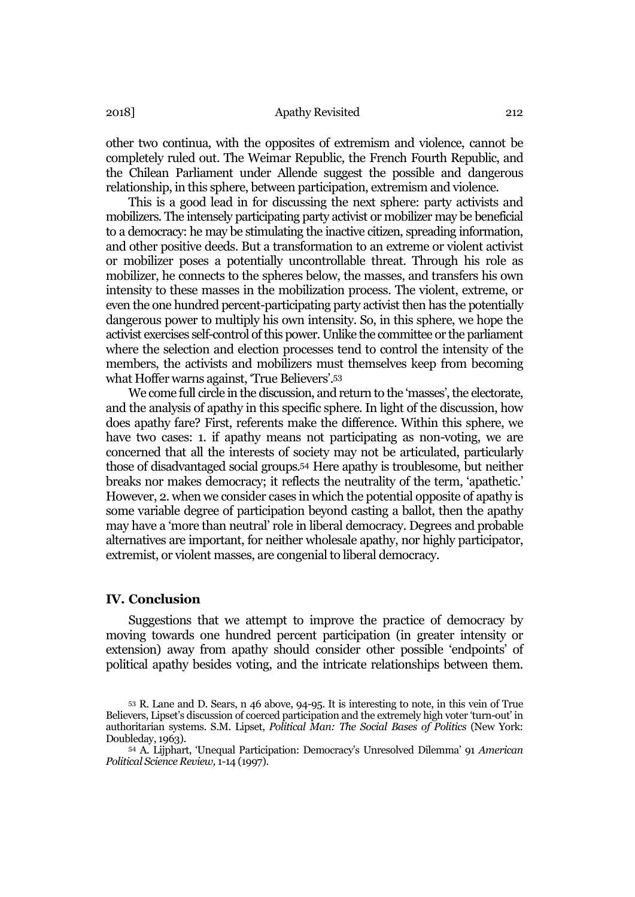other two continua, with the opposites of extremism and violence, cannot be completely ruled out. The Weimar Republic, the French Fourth Republic, and the Chilean Parliament under Allende suggest the possible and dangerous relationship, in this sphere, between participation, extremism and violence.

This is a good lead in for discussing the next sphere: party activists and mobilizers. The intensely participating party activist or mobilizer may be beneficial to a democracy: he may be stimulating the inactive citizen, spreading information, and other positive deeds. But a transformation to an extreme or violent activist or mobilizer poses a potentially uncontrollable threat. Through his role as mobilizer, he connects to the spheres below, the masses, and transfers his own intensity to these masses in the mobilization process. The violent, extreme, or even the one hundred percent-participating party activist then has the potentially dangerous power to multiply his own intensity. So, in this sphere, we hope the activist exercises self-control of this power. Unlike the committee or the parliament where the selection and election processes tend to control the intensity of the members, the activists and mobilizers must themselves keep from becoming what Hoffer warns against, 'True Believers'.[53]

We come full circle in the discussion, and return to the 'masses', the electorate, and the analysis of apathy in this specific sphere. In light of the discussion, how does apathy fare? First, referents make the difference. Within this sphere, we have two cases: 1. if apathy means not participating as non-voting, we are concerned that all the interests of society may not be articulated, particularly those of disadvantaged social groups.[54] Here apathy is troublesome, but neither breaks nor makes democracy; it reflects the neutrality of the term, 'apathetic.' However, 2. when we consider cases in which the potential opposite of apathy is some variable degree of participation beyond casting a ballot, then the apathy may have a 'more than neutral' role in liberal democracy. Degrees and probable alternatives are important, for neither wholesale apathy, nor highly participator, extremist, or violent masses, are congenial to liberal democracy.

## IV. Conclusion

Suggestions that we attempt to improve the practice of democracy by moving towards one hundred percent participation (in greater intensity or extension) away from apathy should consider other possible 'endpoints' of political apathy besides voting, and the intricate relationships between them.

---

[53] R. Lane and D. Sears, n 46 above, 94-95. It is interesting to note, in this vein of True Believers, Lipset's discussion of coerced participation and the extremely high voter 'turn-out' in authoritarian systems. S.M. Lipset, *Political Man: The Social Bases of Politics* (New York: Doubleday, 1963).

[54] A. Lijphart, 'Unequal Participation: Democracy's Unresolved Dilemma' 91 *American Political Science Review,* 1-14 (1997).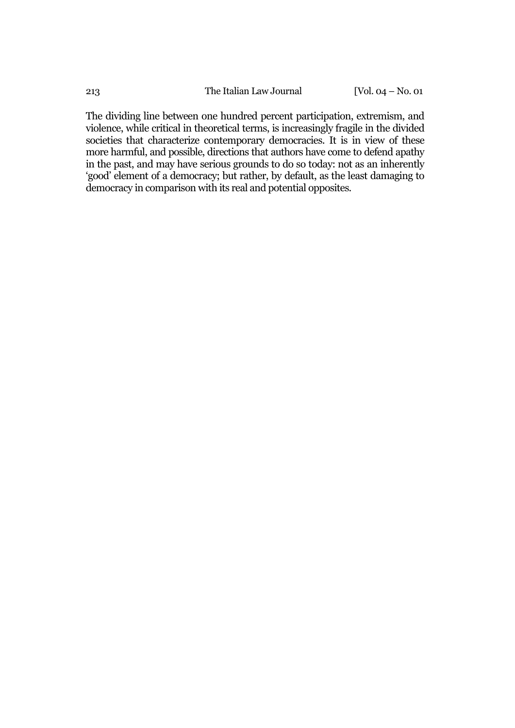The dividing line between one hundred percent participation, extremism, and violence, while critical in theoretical terms, is increasingly fragile in the divided societies that characterize contemporary democracies. It is in view of these more harmful, and possible, directions that authors have come to defend apathy in the past, and may have serious grounds to do so today: not as an inherently 'good' element of a democracy; but rather, by default, as the least damaging to democracy in comparison with its real and potential opposites.